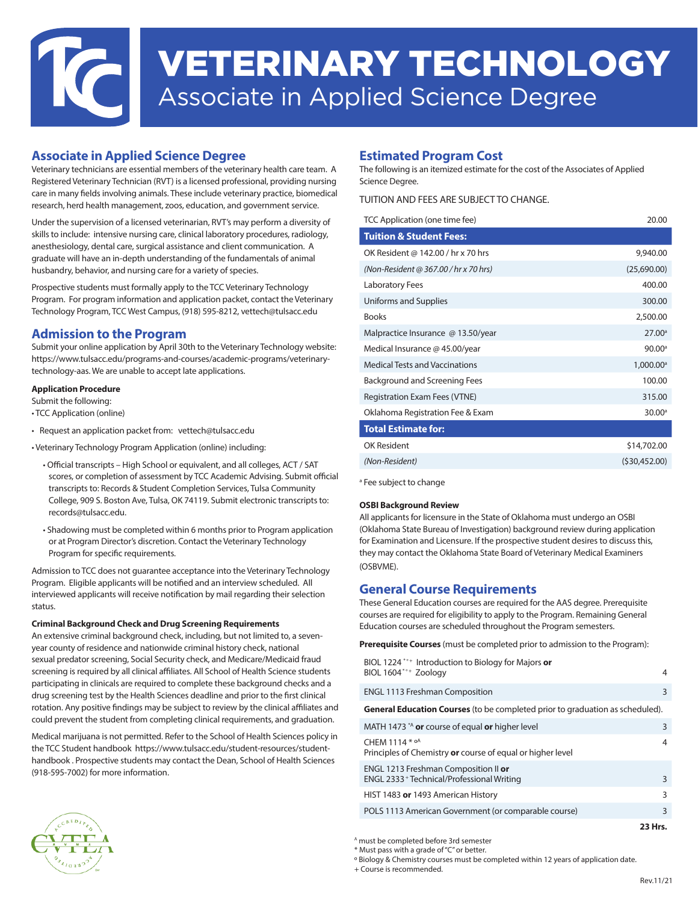# VETERINARY TECHNOLOGY

## Associate in Applied Science Degree

## Associate in Applied Science Degree

Veterinary technicians are essential members of the veterinary health care team. A Registered Veterinary Technician (RVT) is a licensed professional, providing nursing care in many fields involving animals. These include veterinary practice, biomedical research, herd health management, zoos, education, and government service.

Under the supervision of a licensed veterinarian, RVT's may perform a diversity of skills to include: intensive nursing care, clinical laboratory procedures, radiology, anesthesiology, dental care, surgical assistance and client communication. A graduate will have an in-depth understanding of the fundamentals of animal husbandry, behavior, and nursing care for a variety of species.

Prospective students must formally apply to the TCC Veterinary Technology Program. For program information and application packet, contact the Veterinary Technology Program, TCC West Campus, (918) 595-8212, vettech@tulsacc.edu

## Admission to the Program

Submit your online application by April 30th to the Veterinary Technology website: https://www.tulsacc.edu/programs-and-courses/academic-programs/veterinary-technology-aas. We are unable to accept late applications.

**Application Procedure**

Submit the following:

- TCC Application (online)
- Request an application packet from: vettech@tulsacc.edu
- Veterinary Technology Program Application (online) including:
  - Official transcripts – High School or equivalent, and all colleges, ACT / SAT scores, or completion of assessment by TCC Academic Advising. Submit official transcripts to: Records & Student Completion Services, Tulsa Community College, 909 S. Boston Ave, Tulsa, OK 74119. Submit electronic transcripts to: records@tulsacc.edu.
  - Shadowing must be completed within 6 months prior to Program application or at Program Director's discretion. Contact the Veterinary Technology Program for specific requirements.

Admission to TCC does not guarantee acceptance into the Veterinary Technology Program. Eligible applicants will be notified and an interview scheduled. All interviewed applicants will receive notification by mail regarding their selection status.

**Criminal Background Check and Drug Screening Requirements**

An extensive criminal background check, including, but not limited to, a seven-year county of residence and nationwide criminal history check, national sexual predator screening, Social Security check, and Medicare/Medicaid fraud screening is required by all clinical affiliates. All School of Health Science students participating in clinicals are required to complete these background checks and a drug screening test by the Health Sciences deadline and prior to the first clinical rotation. Any positive findings may be subject to review by the clinical affiliates and could prevent the student from completing clinical requirements, and graduation.

Medical marijuana is not permitted. Refer to the School of Health Sciences policy in the TCC Student handbook https://www.tulsacc.edu/student-resources/student-handbook . Prospective students may contact the Dean, School of Health Sciences (918-595-7002) for more information.

## Estimated Program Cost

The following is an itemized estimate for the cost of the Associates of Applied Science Degree.

TUITION AND FEES ARE SUBJECT TO CHANGE.

| TCC Application (one time fee) | 20.00 |
|---|---|
| **Tuition & Student Fees:** | |
| OK Resident @ 142.00 / hr x 70 hrs | 9,940.00 |
| *(Non-Resident @ 367.00 / hr x 70 hrs)* | (25,690.00) |
| Laboratory Fees | 400.00 |
| Uniforms and Supplies | 300.00 |
| Books | 2,500.00 |
| Malpractice Insurance @ 13.50/year | 27.00[a] |
| Medical Insurance @ 45.00/year | 90.00[a] |
| Medical Tests and Vaccinations | 1,000.00[a] |
| Background and Screening Fees | 100.00 |
| Registration Exam Fees (VTNE) | 315.00 |
| Oklahoma Registration Fee & Exam | 30.00[a] |
| **Total Estimate for:** | |
| OK Resident | $14,702.00 |
| *(Non-Resident)* | ($30,452.00) |

[a] Fee subject to change

**OSBI Background Review**

All applicants for licensure in the State of Oklahoma must undergo an OSBI (Oklahoma State Bureau of Investigation) background review during application for Examination and Licensure. If the prospective student desires to discuss this, they may contact the Oklahoma State Board of Veterinary Medical Examiners (OSBVME).

## General Course Requirements

These General Education courses are required for the AAS degree. Prerequisite courses are required for eligibility to apply to the Program. Remaining General Education courses are scheduled throughout the Program semesters.

**Prerequisite Courses** (must be completed prior to admission to the Program):

| Course | Hrs |
|---|---|
| BIOL 1224 *°+ Introduction to Biology for Majors **or** BIOL 1604 *°+ Zoology | 4 |
| ENGL 1113 Freshman Composition | 3 |
| **General Education Courses** (to be completed prior to graduation as scheduled). | |
| MATH 1473 *^ **or** course of equal **or** higher level | 3 |
| CHEM 1114 * °^ Principles of Chemistry **or** course of equal or higher level | 4 |
| ENGL 1213 Freshman Composition II **or** ENGL 2333 + Technical/Professional Writing | 3 |
| HIST 1483 **or** 1493 American History | 3 |
| POLS 1113 American Government (or comparable course) | 3 |
| | **23 Hrs.** |

^ must be completed before 3rd semester
* Must pass with a grade of "C" or better.
° Biology & Chemistry courses must be completed within 12 years of application date.
+ Course is recommended.

Rev.11/21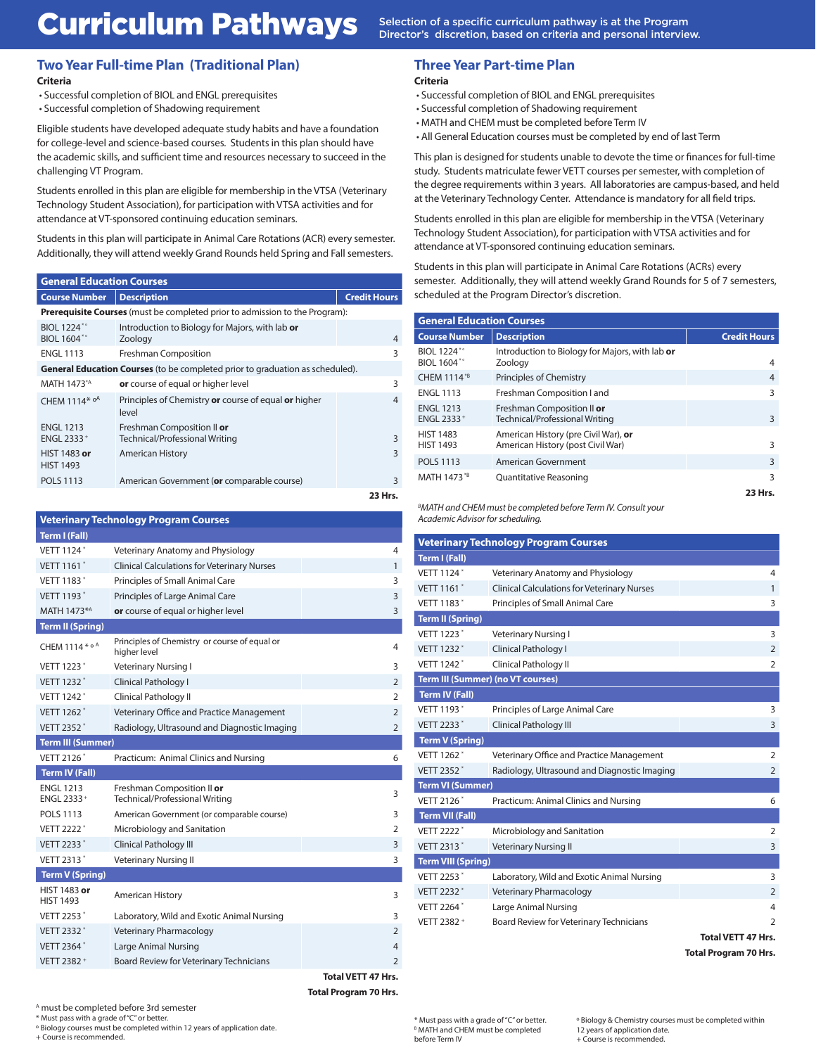# Curriculum Pathways

Selection of a specific curriculum pathway is at the Program Director's discretion, based on criteria and personal interview.

## Two Year Full-time Plan (Traditional Plan)

**Criteria**

- Successful completion of BIOL and ENGL prerequisites
- Successful completion of Shadowing requirement

Eligible students have developed adequate study habits and have a foundation for college-level and science-based courses. Students in this plan should have the academic skills, and sufficient time and resources necessary to succeed in the challenging VT Program.

Students enrolled in this plan are eligible for membership in the VTSA (Veterinary Technology Student Association), for participation with VTSA activities and for attendance at VT-sponsored continuing education seminars.

Students in this plan will participate in Animal Care Rotations (ACR) every semester. Additionally, they will attend weekly Grand Rounds held Spring and Fall semesters.

| General Education Courses | | |
|---|---|---|
| **Course Number** | **Description** | **Credit Hours** |
| **Prerequisite Courses** (must be completed prior to admission to the Program): | | |
| BIOL 1224 *° <br> BIOL 1604 *° | Introduction to Biology for Majors, with lab **or** Zoology | 4 |
| ENGL 1113 | Freshman Composition | 3 |
| **General Education Courses** (to be completed prior to graduation as scheduled). | | |
| MATH 1473 *A | **or** course of equal or higher level | 3 |
| CHEM 1114* °A | Principles of Chemistry **or** course of equal **or** higher level | 4 |
| ENGL 1213 <br> ENGL 2333 + | Freshman Composition II **or** Technical/Professional Writing | 3 |
| HIST 1483 **or** HIST 1493 | American History | 3 |
| POLS 1113 | American Government (**or** comparable course) | 3 |
| | | **23 Hrs.** |

| Veterinary Technology Program Courses | | |
|---|---|---|
| **Term I (Fall)** | | |
| VETT 1124 * | Veterinary Anatomy and Physiology | 4 |
| VETT 1161 * | Clinical Calculations for Veterinary Nurses | 1 |
| VETT 1183 * | Principles of Small Animal Care | 3 |
| VETT 1193 * | Principles of Large Animal Care | 3 |
| MATH 1473*A | **or** course of equal or higher level | 3 |
| **Term II (Spring)** | | |
| CHEM 1114 * ° A | Principles of Chemistry or course of equal or higher level | 4 |
| VETT 1223 * | Veterinary Nursing I | 3 |
| VETT 1232 * | Clinical Pathology I | 2 |
| VETT 1242 * | Clinical Pathology II | 2 |
| VETT 1262 * | Veterinary Office and Practice Management | 2 |
| VETT 2352 * | Radiology, Ultrasound and Diagnostic Imaging | 2 |
| **Term III (Summer)** | | |
| VETT 2126 * | Practicum: Animal Clinics and Nursing | 6 |
| **Term IV (Fall)** | | |
| ENGL 1213 <br> ENGL 2333 + | Freshman Composition II **or** Technical/Professional Writing | 3 |
| POLS 1113 | American Government (or comparable course) | 3 |
| VETT 2222 * | Microbiology and Sanitation | 2 |
| VETT 2233 * | Clinical Pathology III | 3 |
| VETT 2313 * | Veterinary Nursing II | 3 |
| **Term V (Spring)** | | |
| HIST 1483 **or** HIST 1493 | American History | 3 |
| VETT 2253 * | Laboratory, Wild and Exotic Animal Nursing | 3 |
| VETT 2332 * | Veterinary Pharmacology | 2 |
| VETT 2364 * | Large Animal Nursing | 4 |
| VETT 2382 + | Board Review for Veterinary Technicians | 2 |
| | | **Total VETT 47 Hrs.** |
| | | **Total Program 70 Hrs.** |

A must be completed before 3rd semester
\* Must pass with a grade of "C" or better.
° Biology courses must be completed within 12 years of application date.
\+ Course is recommended.

## Three Year Part-time Plan

**Criteria**

- Successful completion of BIOL and ENGL prerequisites
- Successful completion of Shadowing requirement
- MATH and CHEM must be completed before Term IV
- All General Education courses must be completed by end of last Term

This plan is designed for students unable to devote the time or finances for full-time study. Students matriculate fewer VETT courses per semester, with completion of the degree requirements within 3 years. All laboratories are campus-based, and held at the Veterinary Technology Center. Attendance is mandatory for all field trips.

Students enrolled in this plan are eligible for membership in the VTSA (Veterinary Technology Student Association), for participation with VTSA activities and for attendance at VT-sponsored continuing education seminars.

Students in this plan will participate in Animal Care Rotations (ACRs) every semester. Additionally, they will attend weekly Grand Rounds for 5 of 7 semesters, scheduled at the Program Director's discretion.

| General Education Courses | | |
|---|---|---|
| **Course Number** | **Description** | **Credit Hours** |
| BIOL 1224 *° <br> BIOL 1604 *° | Introduction to Biology for Majors, with lab **or** Zoology | 4 |
| CHEM 1114 *B | Principles of Chemistry | 4 |
| ENGL 1113 | Freshman Composition I and | 3 |
| ENGL 1213 <br> ENGL 2333 + | Freshman Composition II **or** Technical/Professional Writing | 3 |
| HIST 1483 <br> HIST 1493 | American History (pre Civil War), **or** American History (post Civil War) | 3 |
| POLS 1113 | American Government | 3 |
| MATH 1473 *B | Quantitative Reasoning | 3 |
| | | **23 Hrs.** |

*BMATH and CHEM must be completed before Term IV. Consult your Academic Advisor for scheduling.*

| Veterinary Technology Program Courses | | |
|---|---|---|
| **Term I (Fall)** | | |
| VETT 1124 * | Veterinary Anatomy and Physiology | 4 |
| VETT 1161 * | Clinical Calculations for Veterinary Nurses | 1 |
| VETT 1183 * | Principles of Small Animal Care | 3 |
| **Term II (Spring)** | | |
| VETT 1223 * | Veterinary Nursing I | 3 |
| VETT 1232 * | Clinical Pathology I | 2 |
| VETT 1242 * | Clinical Pathology II | 2 |
| **Term III (Summer) (no VT courses)** | | |
| **Term IV (Fall)** | | |
| VETT 1193 * | Principles of Large Animal Care | 3 |
| VETT 2233 * | Clinical Pathology III | 3 |
| **Term V (Spring)** | | |
| VETT 1262 * | Veterinary Office and Practice Management | 2 |
| VETT 2352 * | Radiology, Ultrasound and Diagnostic Imaging | 2 |
| **Term VI (Summer)** | | |
| VETT 2126 * | Practicum: Animal Clinics and Nursing | 6 |
| **Term VII (Fall)** | | |
| VETT 2222 * | Microbiology and Sanitation | 2 |
| VETT 2313 * | Veterinary Nursing II | 3 |
| **Term VIII (Spring)** | | |
| VETT 2253 * | Laboratory, Wild and Exotic Animal Nursing | 3 |
| VETT 2232 * | Veterinary Pharmacology | 2 |
| VETT 2264 * | Large Animal Nursing | 4 |
| VETT 2382 + | Board Review for Veterinary Technicians | 2 |
| | | **Total VETT 47 Hrs.** |
| | | **Total Program 70 Hrs.** |

\* Must pass with a grade of "C" or better.
B MATH and CHEM must be completed before Term IV
° Biology & Chemistry courses must be completed within 12 years of application date.
\+ Course is recommended.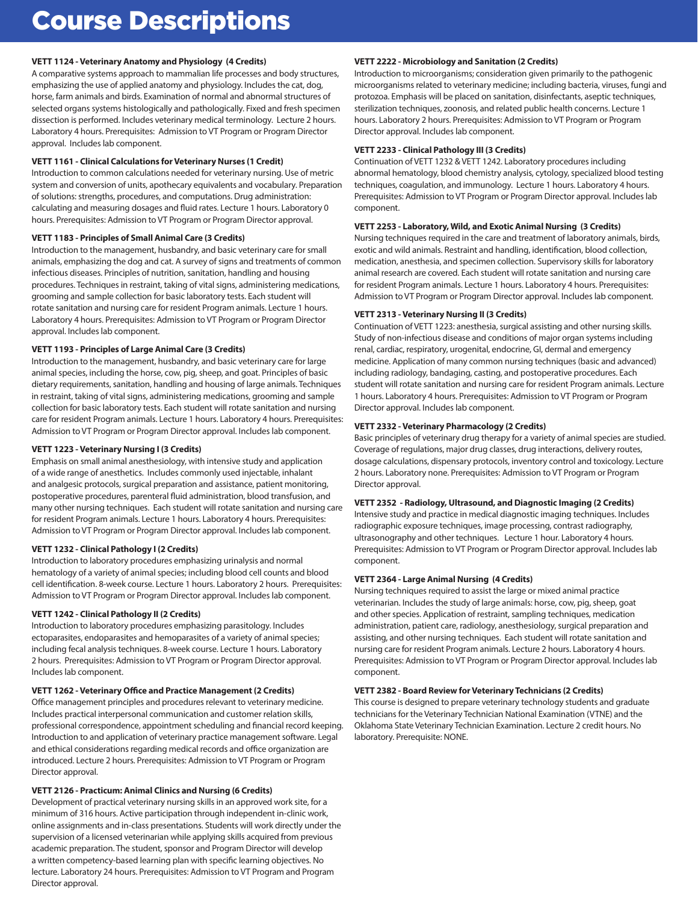# Course Descriptions

**VETT 1124 - Veterinary Anatomy and Physiology (4 Credits)**
A comparative systems approach to mammalian life processes and body structures, emphasizing the use of applied anatomy and physiology. Includes the cat, dog, horse, farm animals and birds. Examination of normal and abnormal structures of selected organs systems histologically and pathologically. Fixed and fresh specimen dissection is performed. Includes veterinary medical terminology. Lecture 2 hours. Laboratory 4 hours. Prerequisites: Admission to VT Program or Program Director approval. Includes lab component.

**VETT 1161 - Clinical Calculations for Veterinary Nurses (1 Credit)**
Introduction to common calculations needed for veterinary nursing. Use of metric system and conversion of units, apothecary equivalents and vocabulary. Preparation of solutions: strengths, procedures, and computations. Drug administration: calculating and measuring dosages and fluid rates. Lecture 1 hours. Laboratory 0 hours. Prerequisites: Admission to VT Program or Program Director approval.

**VETT 1183 - Principles of Small Animal Care (3 Credits)**
Introduction to the management, husbandry, and basic veterinary care for small animals, emphasizing the dog and cat. A survey of signs and treatments of common infectious diseases. Principles of nutrition, sanitation, handling and housing procedures. Techniques in restraint, taking of vital signs, administering medications, grooming and sample collection for basic laboratory tests. Each student will rotate sanitation and nursing care for resident Program animals. Lecture 1 hours. Laboratory 4 hours. Prerequisites: Admission to VT Program or Program Director approval. Includes lab component.

**VETT 1193 - Principles of Large Animal Care (3 Credits)**
Introduction to the management, husbandry, and basic veterinary care for large animal species, including the horse, cow, pig, sheep, and goat. Principles of basic dietary requirements, sanitation, handling and housing of large animals. Techniques in restraint, taking of vital signs, administering medications, grooming and sample collection for basic laboratory tests. Each student will rotate sanitation and nursing care for resident Program animals. Lecture 1 hours. Laboratory 4 hours. Prerequisites: Admission to VT Program or Program Director approval. Includes lab component.

**VETT 1223 - Veterinary Nursing I (3 Credits)**
Emphasis on small animal anesthesiology, with intensive study and application of a wide range of anesthetics. Includes commonly used injectable, inhalant and analgesic protocols, surgical preparation and assistance, patient monitoring, postoperative procedures, parenteral fluid administration, blood transfusion, and many other nursing techniques. Each student will rotate sanitation and nursing care for resident Program animals. Lecture 1 hours. Laboratory 4 hours. Prerequisites: Admission to VT Program or Program Director approval. Includes lab component.

**VETT 1232 - Clinical Pathology I (2 Credits)**
Introduction to laboratory procedures emphasizing urinalysis and normal hematology of a variety of animal species; including blood cell counts and blood cell identification. 8-week course. Lecture 1 hours. Laboratory 2 hours. Prerequisites: Admission to VT Program or Program Director approval. Includes lab component.

**VETT 1242 - Clinical Pathology II (2 Credits)**
Introduction to laboratory procedures emphasizing parasitology. Includes ectoparasites, endoparasites and hemoparasites of a variety of animal species; including fecal analysis techniques. 8-week course. Lecture 1 hours. Laboratory 2 hours. Prerequisites: Admission to VT Program or Program Director approval. Includes lab component.

**VETT 1262 - Veterinary Office and Practice Management (2 Credits)**
Office management principles and procedures relevant to veterinary medicine. Includes practical interpersonal communication and customer relation skills, professional correspondence, appointment scheduling and financial record keeping. Introduction to and application of veterinary practice management software. Legal and ethical considerations regarding medical records and office organization are introduced. Lecture 2 hours. Prerequisites: Admission to VT Program or Program Director approval.

**VETT 2126 - Practicum: Animal Clinics and Nursing (6 Credits)**
Development of practical veterinary nursing skills in an approved work site, for a minimum of 316 hours. Active participation through independent in-clinic work, online assignments and in-class presentations. Students will work directly under the supervision of a licensed veterinarian while applying skills acquired from previous academic preparation. The student, sponsor and Program Director will develop a written competency-based learning plan with specific learning objectives. No lecture. Laboratory 24 hours. Prerequisites: Admission to VT Program and Program Director approval.

**VETT 2222 - Microbiology and Sanitation (2 Credits)**
Introduction to microorganisms; consideration given primarily to the pathogenic microorganisms related to veterinary medicine; including bacteria, viruses, fungi and protozoa. Emphasis will be placed on sanitation, disinfectants, aseptic techniques, sterilization techniques, zoonosis, and related public health concerns. Lecture 1 hours. Laboratory 2 hours. Prerequisites: Admission to VT Program or Program Director approval. Includes lab component.

**VETT 2233 - Clinical Pathology III (3 Credits)**
Continuation of VETT 1232 & VETT 1242. Laboratory procedures including abnormal hematology, blood chemistry analysis, cytology, specialized blood testing techniques, coagulation, and immunology. Lecture 1 hours. Laboratory 4 hours. Prerequisites: Admission to VT Program or Program Director approval. Includes lab component.

**VETT 2253 - Laboratory, Wild, and Exotic Animal Nursing (3 Credits)**
Nursing techniques required in the care and treatment of laboratory animals, birds, exotic and wild animals. Restraint and handling, identification, blood collection, medication, anesthesia, and specimen collection. Supervisory skills for laboratory animal research are covered. Each student will rotate sanitation and nursing care for resident Program animals. Lecture 1 hours. Laboratory 4 hours. Prerequisites: Admission to VT Program or Program Director approval. Includes lab component.

**VETT 2313 - Veterinary Nursing II (3 Credits)**
Continuation of VETT 1223: anesthesia, surgical assisting and other nursing skills. Study of non-infectious disease and conditions of major organ systems including renal, cardiac, respiratory, urogenital, endocrine, GI, dermal and emergency medicine. Application of many common nursing techniques (basic and advanced) including radiology, bandaging, casting, and postoperative procedures. Each student will rotate sanitation and nursing care for resident Program animals. Lecture 1 hours. Laboratory 4 hours. Prerequisites: Admission to VT Program or Program Director approval. Includes lab component.

**VETT 2332 - Veterinary Pharmacology (2 Credits)**
Basic principles of veterinary drug therapy for a variety of animal species are studied. Coverage of regulations, major drug classes, drug interactions, delivery routes, dosage calculations, dispensary protocols, inventory control and toxicology. Lecture 2 hours. Laboratory none. Prerequisites: Admission to VT Program or Program Director approval.

**VETT 2352 - Radiology, Ultrasound, and Diagnostic Imaging (2 Credits)**
Intensive study and practice in medical diagnostic imaging techniques. Includes radiographic exposure techniques, image processing, contrast radiography, ultrasonography and other techniques. Lecture 1 hour. Laboratory 4 hours. Prerequisites: Admission to VT Program or Program Director approval. Includes lab component.

**VETT 2364 - Large Animal Nursing (4 Credits)**
Nursing techniques required to assist the large or mixed animal practice veterinarian. Includes the study of large animals: horse, cow, pig, sheep, goat and other species. Application of restraint, sampling techniques, medication administration, patient care, radiology, anesthesiology, surgical preparation and assisting, and other nursing techniques. Each student will rotate sanitation and nursing care for resident Program animals. Lecture 2 hours. Laboratory 4 hours. Prerequisites: Admission to VT Program or Program Director approval. Includes lab component.

**VETT 2382 - Board Review for Veterinary Technicians (2 Credits)**
This course is designed to prepare veterinary technology students and graduate technicians for the Veterinary Technician National Examination (VTNE) and the Oklahoma State Veterinary Technician Examination. Lecture 2 credit hours. No laboratory. Prerequisite: NONE.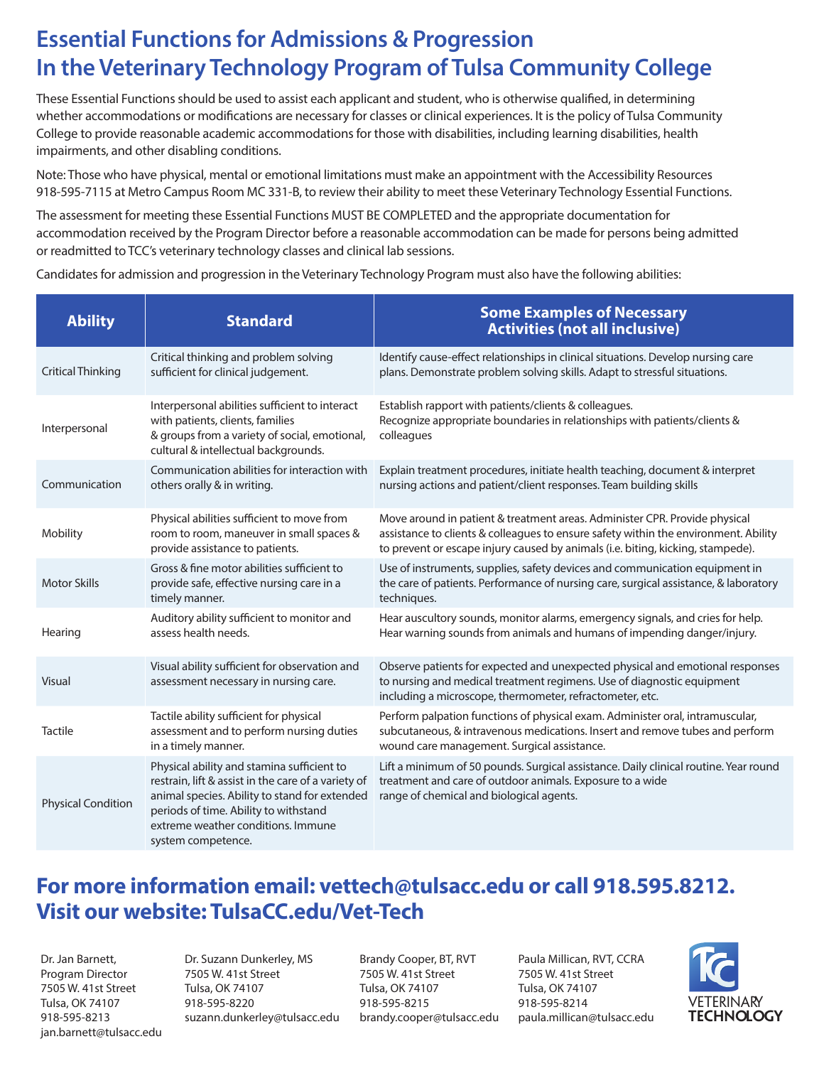# Essential Functions for Admissions & Progression In the Veterinary Technology Program of Tulsa Community College

These Essential Functions should be used to assist each applicant and student, who is otherwise qualified, in determining whether accommodations or modifications are necessary for classes or clinical experiences. It is the policy of Tulsa Community College to provide reasonable academic accommodations for those with disabilities, including learning disabilities, health impairments, and other disabling conditions.

Note: Those who have physical, mental or emotional limitations must make an appointment with the Accessibility Resources 918-595-7115 at Metro Campus Room MC 331-B, to review their ability to meet these Veterinary Technology Essential Functions.

The assessment for meeting these Essential Functions MUST BE COMPLETED and the appropriate documentation for accommodation received by the Program Director before a reasonable accommodation can be made for persons being admitted or readmitted to TCC's veterinary technology classes and clinical lab sessions.

Candidates for admission and progression in the Veterinary Technology Program must also have the following abilities:

| Ability | Standard | Some Examples of Necessary Activities (not all inclusive) |
|---|---|---|
| Critical Thinking | Critical thinking and problem solving sufficient for clinical judgement. | Identify cause-effect relationships in clinical situations. Develop nursing care plans. Demonstrate problem solving skills. Adapt to stressful situations. |
| Interpersonal | Interpersonal abilities sufficient to interact with patients, clients, families & groups from a variety of social, emotional, cultural & intellectual backgrounds. | Establish rapport with patients/clients & colleagues. Recognize appropriate boundaries in relationships with patients/clients & colleagues |
| Communication | Communication abilities for interaction with others orally & in writing. | Explain treatment procedures, initiate health teaching, document & interpret nursing actions and patient/client responses. Team building skills |
| Mobility | Physical abilities sufficient to move from room to room, maneuver in small spaces & provide assistance to patients. | Move around in patient & treatment areas. Administer CPR. Provide physical assistance to clients & colleagues to ensure safety within the environment. Ability to prevent or escape injury caused by animals (i.e. biting, kicking, stampede). |
| Motor Skills | Gross & fine motor abilities sufficient to provide safe, effective nursing care in a timely manner. | Use of instruments, supplies, safety devices and communication equipment in the care of patients. Performance of nursing care, surgical assistance, & laboratory techniques. |
| Hearing | Auditory ability sufficient to monitor and assess health needs. | Hear auscultory sounds, monitor alarms, emergency signals, and cries for help. Hear warning sounds from animals and humans of impending danger/injury. |
| Visual | Visual ability sufficient for observation and assessment necessary in nursing care. | Observe patients for expected and unexpected physical and emotional responses to nursing and medical treatment regimens. Use of diagnostic equipment including a microscope, thermometer, refractometer, etc. |
| Tactile | Tactile ability sufficient for physical assessment and to perform nursing duties in a timely manner. | Perform palpation functions of physical exam. Administer oral, intramuscular, subcutaneous, & intravenous medications. Insert and remove tubes and perform wound care management. Surgical assistance. |
| Physical Condition | Physical ability and stamina sufficient to restrain, lift & assist in the care of a variety of animal species. Ability to stand for extended periods of time. Ability to withstand extreme weather conditions. Immune system competence. | Lift a minimum of 50 pounds. Surgical assistance. Daily clinical routine. Year round treatment and care of outdoor animals. Exposure to a wide range of chemical and biological agents. |

## For more information email: vettech@tulsacc.edu or call 918.595.8212. Visit our website: TulsaCC.edu/Vet-Tech

Dr. Jan Barnett,
Program Director
7505 W. 41st Street
Tulsa, OK 74107
918-595-8213
jan.barnett@tulsacc.edu

Dr. Suzann Dunkerley, MS
7505 W. 41st Street
Tulsa, OK 74107
918-595-8220
suzann.dunkerley@tulsacc.edu

Brandy Cooper, BT, RVT
7505 W. 41st Street
Tulsa, OK 74107
918-595-8215
brandy.cooper@tulsacc.edu

Paula Millican, RVT, CCRA
7505 W. 41st Street
Tulsa, OK 74107
918-595-8214
paula.millican@tulsacc.edu

TCC VETERINARY TECHNOLOGY